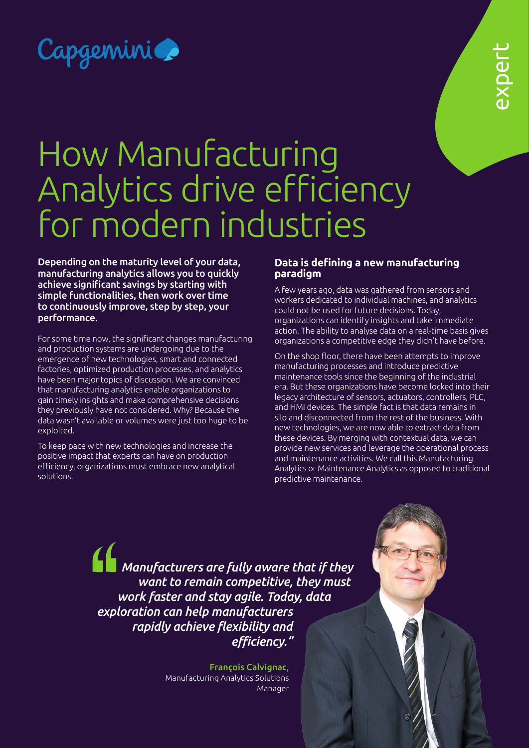Capgemini

expert

# How Manufacturing Analytics drive efficiency for modern industries

**Depending on the maturity level of your data, manufacturing analytics allows you to quickly achieve significant savings by starting with simple functionalities, then work over time to continuously improve, step by step, your performance.**

For some time now, the significant changes manufacturing and production systems are undergoing due to the emergence of new technologies, smart and connected factories, optimized production processes, and analytics have been major topics of discussion. We are convinced that manufacturing analytics enable organizations to gain timely insights and make comprehensive decisions they previously have not considered. Why? Because the data wasn't available or volumes were just too huge to be exploited.

To keep pace with new technologies and increase the positive impact that experts can have on production efficiency, organizations must embrace new analytical solutions.

## Data is defining a new manufacturing paradigm

A few years ago, data was gathered from sensors and workers dedicated to individual machines, and analytics could not be used for future decisions. Today, organizations can identify insights and take immediate action. The ability to analyse data on a real-time basis gives organizations a competitive edge they didn't have before.

On the shop floor, there have been attempts to improve manufacturing processes and introduce predictive maintenance tools since the beginning of the industrial era. But these organizations have become locked into their legacy architecture of sensors, actuators, controllers, PLC, and HMI devices. The simple fact is that data remains in silo and disconnected from the rest of the business. With new technologies, we are now able to extract data from these devices. By merging with contextual data, we can provide new services and leverage the operational process and maintenance activities. We call this Manufacturing Analytics or Maintenance Analytics as opposed to traditional predictive maintenance.

> *"Manufacturers are fully aware that if they want to remain competitive, they must work faster and stay agile. Today, data exploration can help manufacturers rapidly achieve flexibility and efficiency."*
>
> **François Calvignac,**
> Manufacturing Analytics Solutions Manager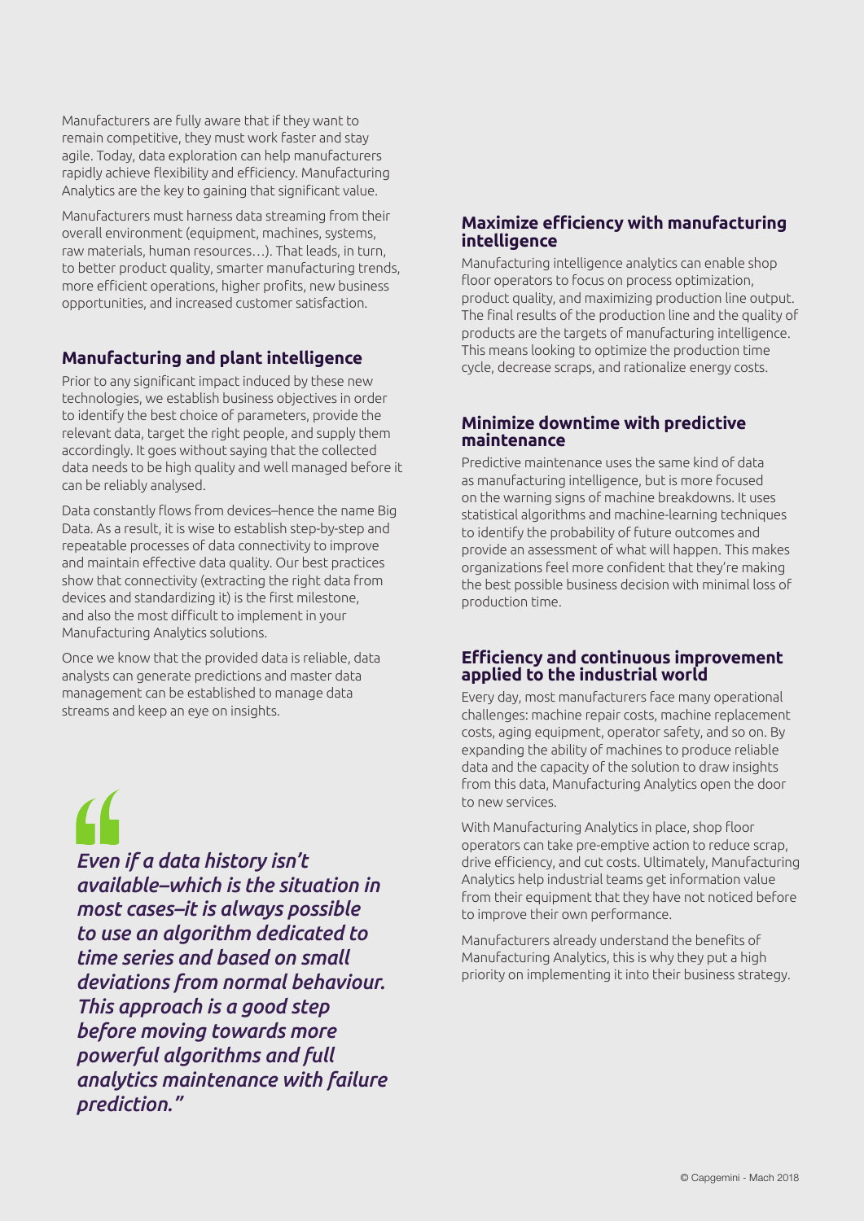Manufacturers are fully aware that if they want to remain competitive, they must work faster and stay agile. Today, data exploration can help manufacturers rapidly achieve flexibility and efficiency. Manufacturing Analytics are the key to gaining that significant value.

Manufacturers must harness data streaming from their overall environment (equipment, machines, systems, raw materials, human resources…). That leads, in turn, to better product quality, smarter manufacturing trends, more efficient operations, higher profits, new business opportunities, and increased customer satisfaction.

## Manufacturing and plant intelligence

Prior to any significant impact induced by these new technologies, we establish business objectives in order to identify the best choice of parameters, provide the relevant data, target the right people, and supply them accordingly. It goes without saying that the collected data needs to be high quality and well managed before it can be reliably analysed.

Data constantly flows from devices–hence the name Big Data. As a result, it is wise to establish step-by-step and repeatable processes of data connectivity to improve and maintain effective data quality. Our best practices show that connectivity (extracting the right data from devices and standardizing it) is the first milestone, and also the most difficult to implement in your Manufacturing Analytics solutions.

Once we know that the provided data is reliable, data analysts can generate predictions and master data management can be established to manage data streams and keep an eye on insights.

> *"Even if a data history isn't available–which is the situation in most cases–it is always possible to use an algorithm dedicated to time series and based on small deviations from normal behaviour. This approach is a good step before moving towards more powerful algorithms and full analytics maintenance with failure prediction."*

## Maximize efficiency with manufacturing intelligence

Manufacturing intelligence analytics can enable shop floor operators to focus on process optimization, product quality, and maximizing production line output. The final results of the production line and the quality of products are the targets of manufacturing intelligence. This means looking to optimize the production time cycle, decrease scraps, and rationalize energy costs.

## Minimize downtime with predictive maintenance

Predictive maintenance uses the same kind of data as manufacturing intelligence, but is more focused on the warning signs of machine breakdowns. It uses statistical algorithms and machine-learning techniques to identify the probability of future outcomes and provide an assessment of what will happen. This makes organizations feel more confident that they're making the best possible business decision with minimal loss of production time.

## Efficiency and continuous improvement applied to the industrial world

Every day, most manufacturers face many operational challenges: machine repair costs, machine replacement costs, aging equipment, operator safety, and so on. By expanding the ability of machines to produce reliable data and the capacity of the solution to draw insights from this data, Manufacturing Analytics open the door to new services.

With Manufacturing Analytics in place, shop floor operators can take pre-emptive action to reduce scrap, drive efficiency, and cut costs. Ultimately, Manufacturing Analytics help industrial teams get information value from their equipment that they have not noticed before to improve their own performance.

Manufacturers already understand the benefits of Manufacturing Analytics, this is why they put a high priority on implementing it into their business strategy.

© Capgemini - Mach 2018